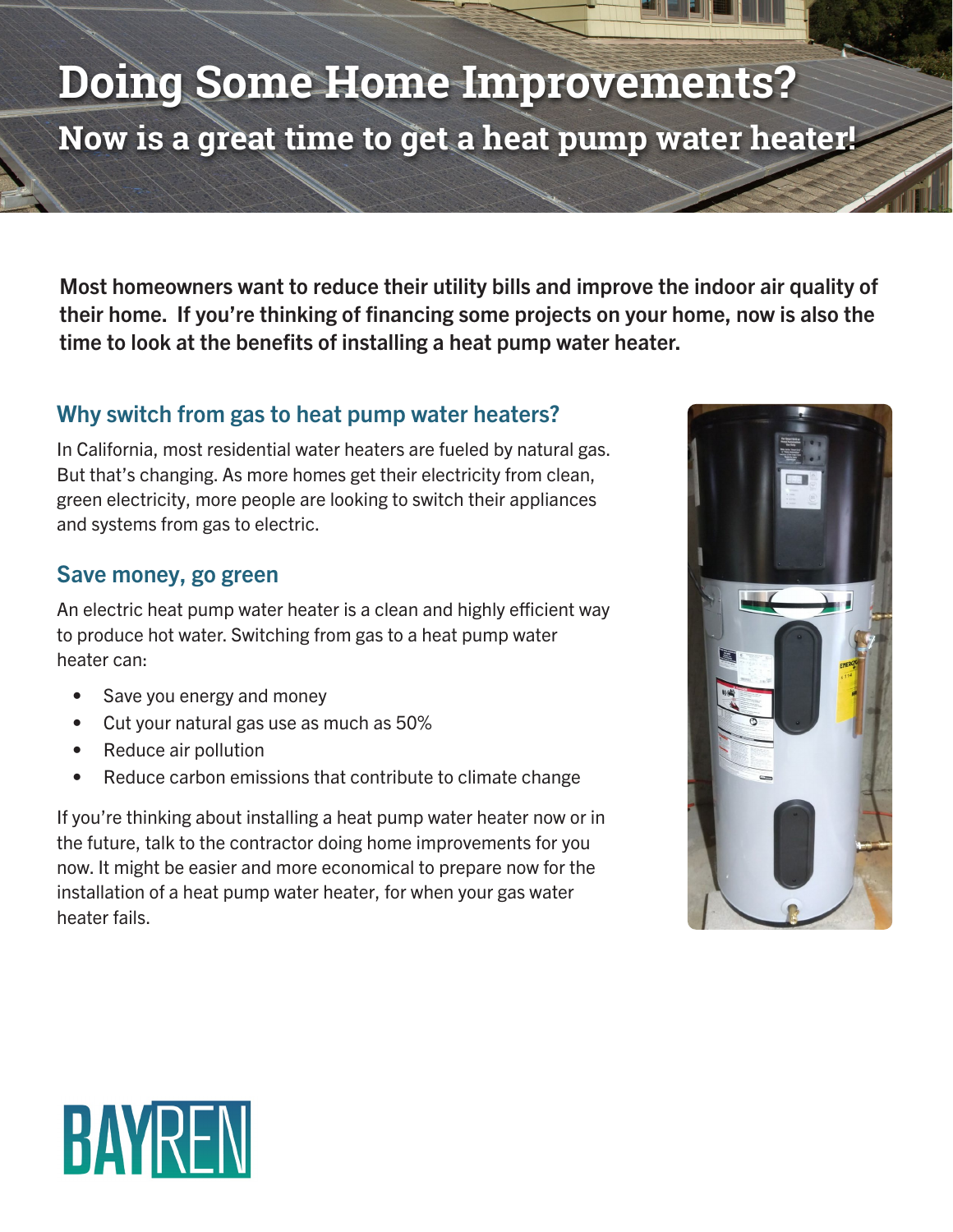# Doing Some Home Improvements?

## Now is a great time to get a heat pump water heater!

**Most homeowners want to reduce their utility bills and improve the indoor air quality of their home. If you're thinking of financing some projects on your home, now is also the time to look at the benefits of installing a heat pump water heater.**

### Why switch from gas to heat pump water heaters?

In California, most residential water heaters are fueled by natural gas. But that's changing. As more homes get their electricity from clean, green electricity, more people are looking to switch their appliances and systems from gas to electric.

### Save money, go green

An electric heat pump water heater is a clean and highly efficient way to produce hot water. Switching from gas to a heat pump water heater can:

- Save you energy and money
- Cut your natural gas use as much as 50%
- Reduce air pollution
- Reduce carbon emissions that contribute to climate change

If you're thinking about installing a heat pump water heater now or in the future, talk to the contractor doing home improvements for you now. It might be easier and more economical to prepare now for the installation of a heat pump water heater, for when your gas water heater fails.

BAYREN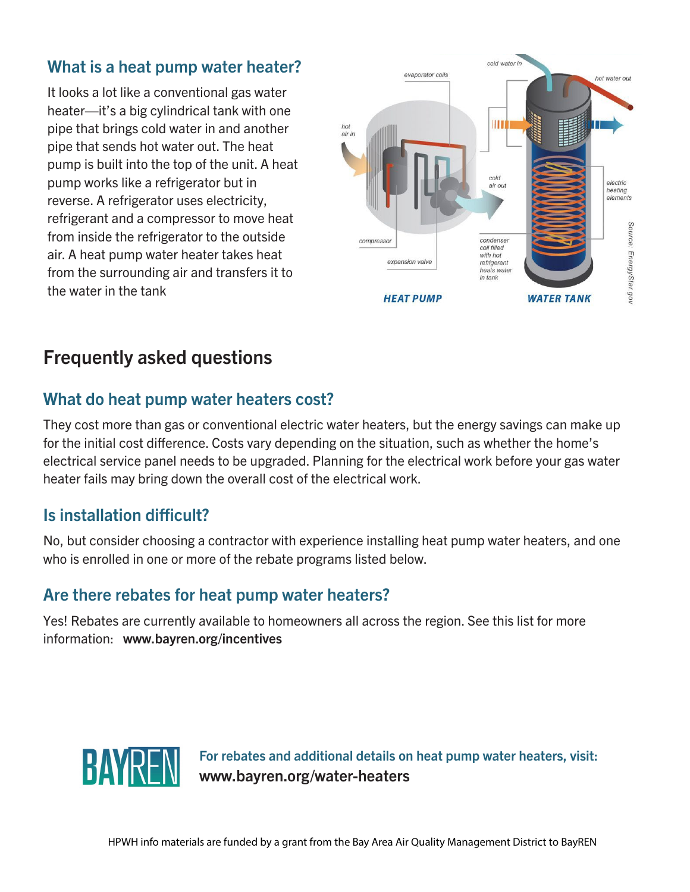## What is a heat pump water heater?

It looks a lot like a conventional gas water heater—it's a big cylindrical tank with one pipe that brings cold water in and another pipe that sends hot water out. The heat pump is built into the top of the unit. A heat pump works like a refrigerator but in reverse. A refrigerator uses electricity, refrigerant and a compressor to move heat from inside the refrigerator to the outside air. A heat pump water heater takes heat from the surrounding air and transfers it to the water in the tank

evaporator coils
cold water in
hot water out
hot air in
cold air out
electric heating elements
compressor
expansion valve
condenser coil filled with hot refrigerant heats water in tank
HEAT PUMP
WATER TANK
Source: EnergyStar.gov

# Frequently asked questions

## What do heat pump water heaters cost?

They cost more than gas or conventional electric water heaters, but the energy savings can make up for the initial cost difference. Costs vary depending on the situation, such as whether the home's electrical service panel needs to be upgraded. Planning for the electrical work before your gas water heater fails may bring down the overall cost of the electrical work.

## Is installation difficult?

No, but consider choosing a contractor with experience installing heat pump water heaters, and one who is enrolled in one or more of the rebate programs listed below.

## Are there rebates for heat pump water heaters?

Yes! Rebates are currently available to homeowners all across the region. See this list for more information: **www.bayren.org/incentives**

BAYREN

**For rebates and additional details on heat pump water heaters, visit:**
**www.bayren.org/water-heaters**

HPWH info materials are funded by a grant from the Bay Area Air Quality Management District to BayREN